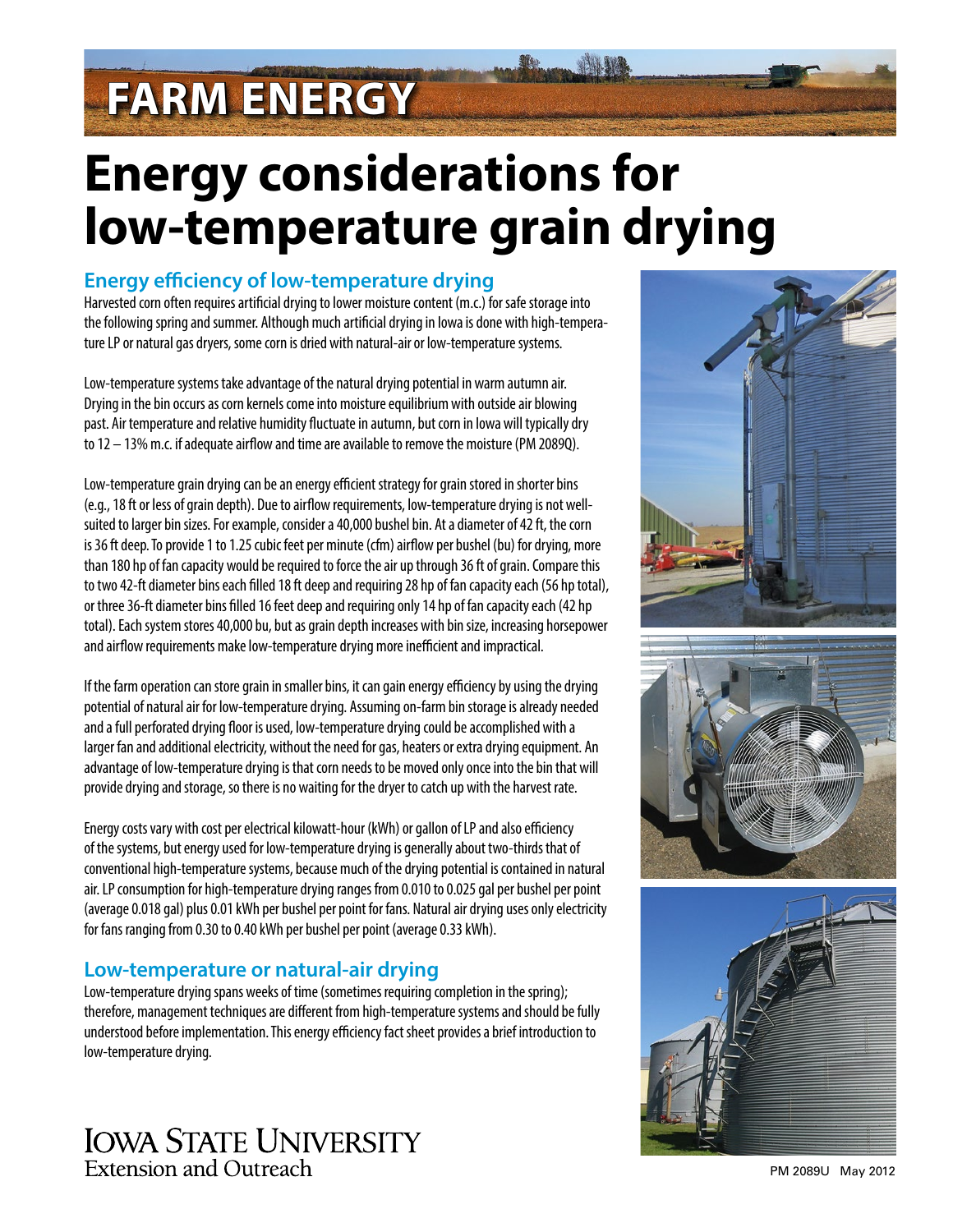FARM ENERGY

# Energy considerations for low-temperature grain drying

## Energy efficiency of low-temperature drying

Harvested corn often requires artificial drying to lower moisture content (m.c.) for safe storage into the following spring and summer. Although much artificial drying in Iowa is done with high-temperature LP or natural gas dryers, some corn is dried with natural-air or low-temperature systems.

Low-temperature systems take advantage of the natural drying potential in warm autumn air. Drying in the bin occurs as corn kernels come into moisture equilibrium with outside air blowing past. Air temperature and relative humidity fluctuate in autumn, but corn in Iowa will typically dry to 12 – 13% m.c. if adequate airflow and time are available to remove the moisture (PM 2089Q).

Low-temperature grain drying can be an energy efficient strategy for grain stored in shorter bins (e.g., 18 ft or less of grain depth). Due to airflow requirements, low-temperature drying is not well-suited to larger bin sizes. For example, consider a 40,000 bushel bin. At a diameter of 42 ft, the corn is 36 ft deep. To provide 1 to 1.25 cubic feet per minute (cfm) airflow per bushel (bu) for drying, more than 180 hp of fan capacity would be required to force the air up through 36 ft of grain. Compare this to two 42-ft diameter bins each filled 18 ft deep and requiring 28 hp of fan capacity each (56 hp total), or three 36-ft diameter bins filled 16 feet deep and requiring only 14 hp of fan capacity each (42 hp total). Each system stores 40,000 bu, but as grain depth increases with bin size, increasing horsepower and airflow requirements make low-temperature drying more inefficient and impractical.

If the farm operation can store grain in smaller bins, it can gain energy efficiency by using the drying potential of natural air for low-temperature drying. Assuming on-farm bin storage is already needed and a full perforated drying floor is used, low-temperature drying could be accomplished with a larger fan and additional electricity, without the need for gas, heaters or extra drying equipment. An advantage of low-temperature drying is that corn needs to be moved only once into the bin that will provide drying and storage, so there is no waiting for the dryer to catch up with the harvest rate.

Energy costs vary with cost per electrical kilowatt-hour (kWh) or gallon of LP and also efficiency of the systems, but energy used for low-temperature drying is generally about two-thirds that of conventional high-temperature systems, because much of the drying potential is contained in natural air. LP consumption for high-temperature drying ranges from 0.010 to 0.025 gal per bushel per point (average 0.018 gal) plus 0.01 kWh per bushel per point for fans. Natural air drying uses only electricity for fans ranging from 0.30 to 0.40 kWh per bushel per point (average 0.33 kWh).

## Low-temperature or natural-air drying

Low-temperature drying spans weeks of time (sometimes requiring completion in the spring); therefore, management techniques are different from high-temperature systems and should be fully understood before implementation. This energy efficiency fact sheet provides a brief introduction to low-temperature drying.

Iowa State University
Extension and Outreach

PM 2089U May 2012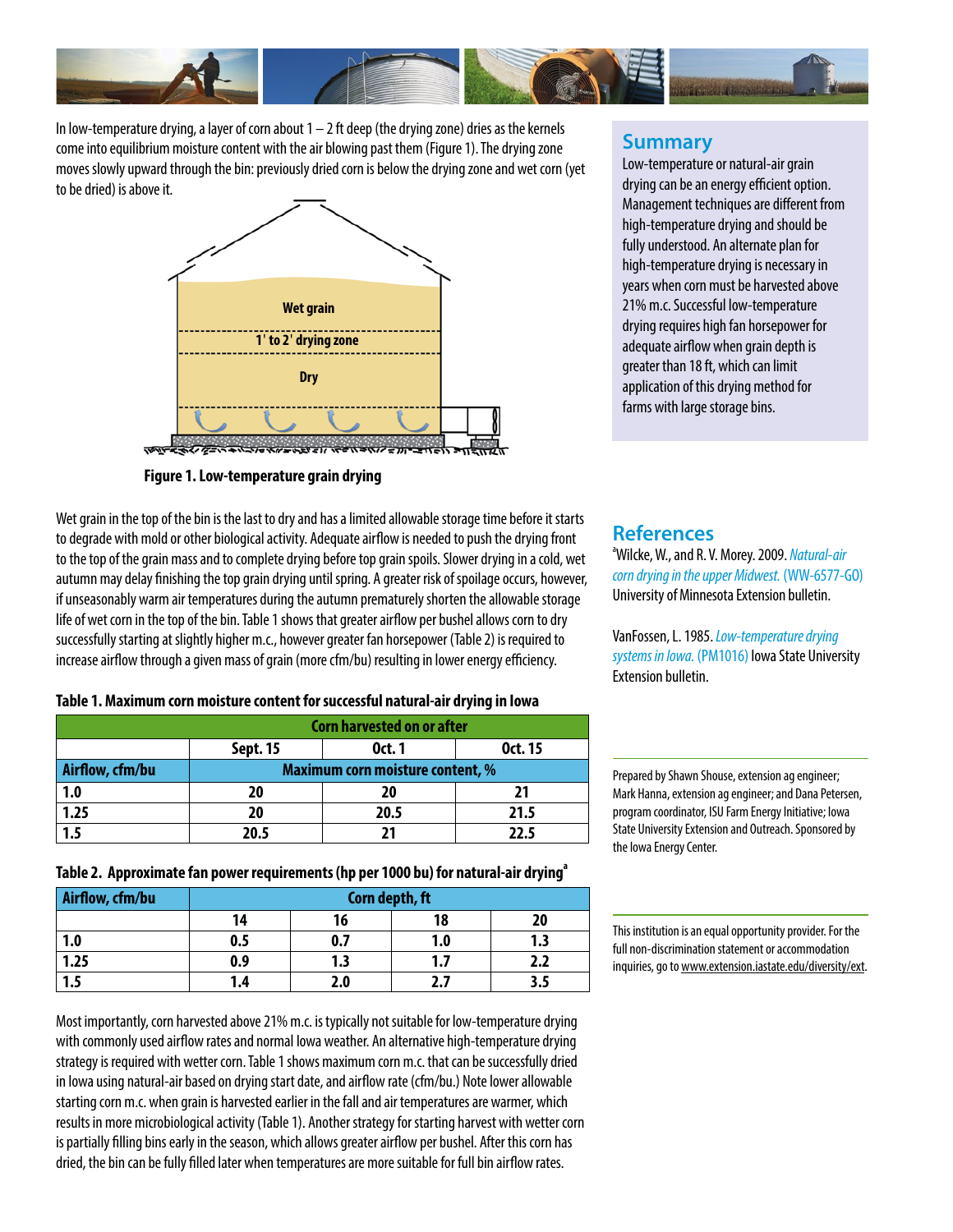In low-temperature drying, a layer of corn about 1 – 2 ft deep (the drying zone) dries as the kernels come into equilibrium moisture content with the air blowing past them (Figure 1). The drying zone moves slowly upward through the bin: previously dried corn is below the drying zone and wet corn (yet to be dried) is above it.

Wet grain

1' to 2' drying zone

Dry

**Figure 1. Low-temperature grain drying**

Wet grain in the top of the bin is the last to dry and has a limited allowable storage time before it starts to degrade with mold or other biological activity. Adequate airflow is needed to push the drying front to the top of the grain mass and to complete drying before top grain spoils. Slower drying in a cold, wet autumn may delay finishing the top grain drying until spring. A greater risk of spoilage occurs, however, if unseasonably warm air temperatures during the autumn prematurely shorten the allowable storage life of wet corn in the top of the bin. Table 1 shows that greater airflow per bushel allows corn to dry successfully starting at slightly higher m.c., however greater fan horsepower (Table 2) is required to increase airflow through a given mass of grain (more cfm/bu) resulting in lower energy efficiency.

**Table 1. Maximum corn moisture content for successful natural-air drying in Iowa**

| | Corn harvested on or after | | |
|---|---|---|---|
| | Sept. 15 | Oct. 1 | Oct. 15 |
| **Airflow, cfm/bu** | **Maximum corn moisture content, %** | | |
| 1.0 | 20 | 20 | 21 |
| 1.25 | 20 | 20.5 | 21.5 |
| 1.5 | 20.5 | 21 | 22.5 |

**Table 2. Approximate fan power requirements (hp per 1000 bu) for natural-air drying[a]**

| Airflow, cfm/bu | Corn depth, ft | | | |
|---|---|---|---|---|
| | 14 | 16 | 18 | 20 |
| 1.0 | 0.5 | 0.7 | 1.0 | 1.3 |
| 1.25 | 0.9 | 1.3 | 1.7 | 2.2 |
| 1.5 | 1.4 | 2.0 | 2.7 | 3.5 |

Most importantly, corn harvested above 21% m.c. is typically not suitable for low-temperature drying with commonly used airflow rates and normal Iowa weather. An alternative high-temperature drying strategy is required with wetter corn. Table 1 shows maximum corn m.c. that can be successfully dried in Iowa using natural-air based on drying start date, and airflow rate (cfm/bu.). Note lower allowable starting corn m.c. when grain is harvested earlier in the fall and air temperatures are warmer, which results in more microbiological activity (Table 1). Another strategy for starting harvest with wetter corn is partially filling bins early in the season, which allows greater airflow per bushel. After this corn has dried, the bin can be fully filled later when temperatures are more suitable for full bin airflow rates.

## Summary

Low-temperature or natural-air grain drying can be an energy efficient option. Management techniques are different from high-temperature drying and should be fully understood. An alternate plan for high-temperature drying is necessary in years when corn must be harvested above 21% m.c. Successful low-temperature drying requires high fan horsepower for adequate airflow when grain depth is greater than 18 ft, which can limit application of this drying method for farms with large storage bins.

## References

[a]Wilcke, W., and R. V. Morey. 2009. *Natural-air corn drying in the upper Midwest.* (WW-6577-GO) University of Minnesota Extension bulletin.

VanFossen, L. 1985. *Low-temperature drying systems in Iowa.* (PM1016) Iowa State University Extension bulletin.

Prepared by Shawn Shouse, extension ag engineer; Mark Hanna, extension ag engineer; and Dana Petersen, program coordinator, ISU Farm Energy Initiative; Iowa State University Extension and Outreach. Sponsored by the Iowa Energy Center.

This institution is an equal opportunity provider. For the full non-discrimination statement or accommodation inquiries, go to www.extension.iastate.edu/diversity/ext.